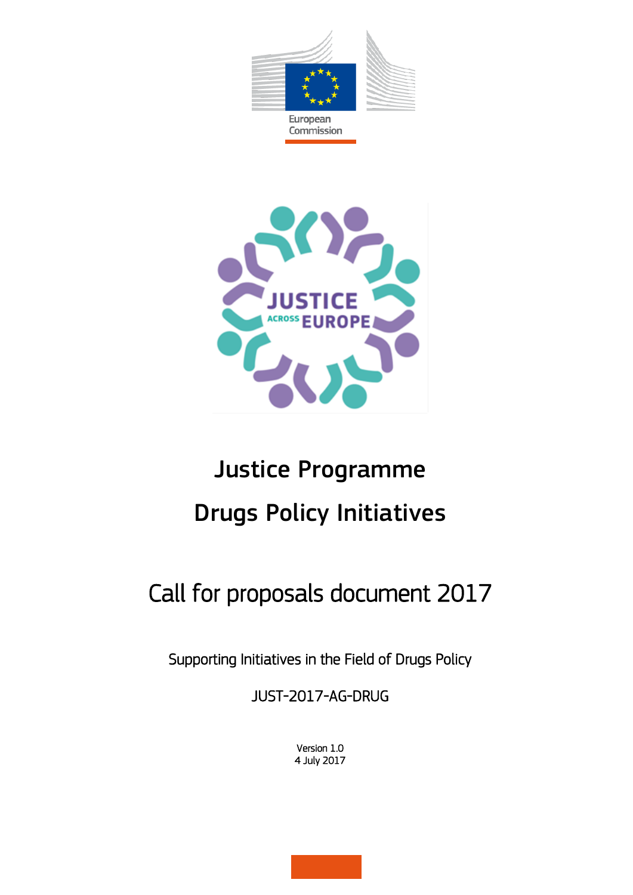European Commission

JUSTICE ACROSS EUROPE

# Justice Programme

# Drugs Policy Initiatives

## Call for proposals document 2017

Supporting Initiatives in the Field of Drugs Policy

JUST-2017-AG-DRUG

Version 1.0
4 July 2017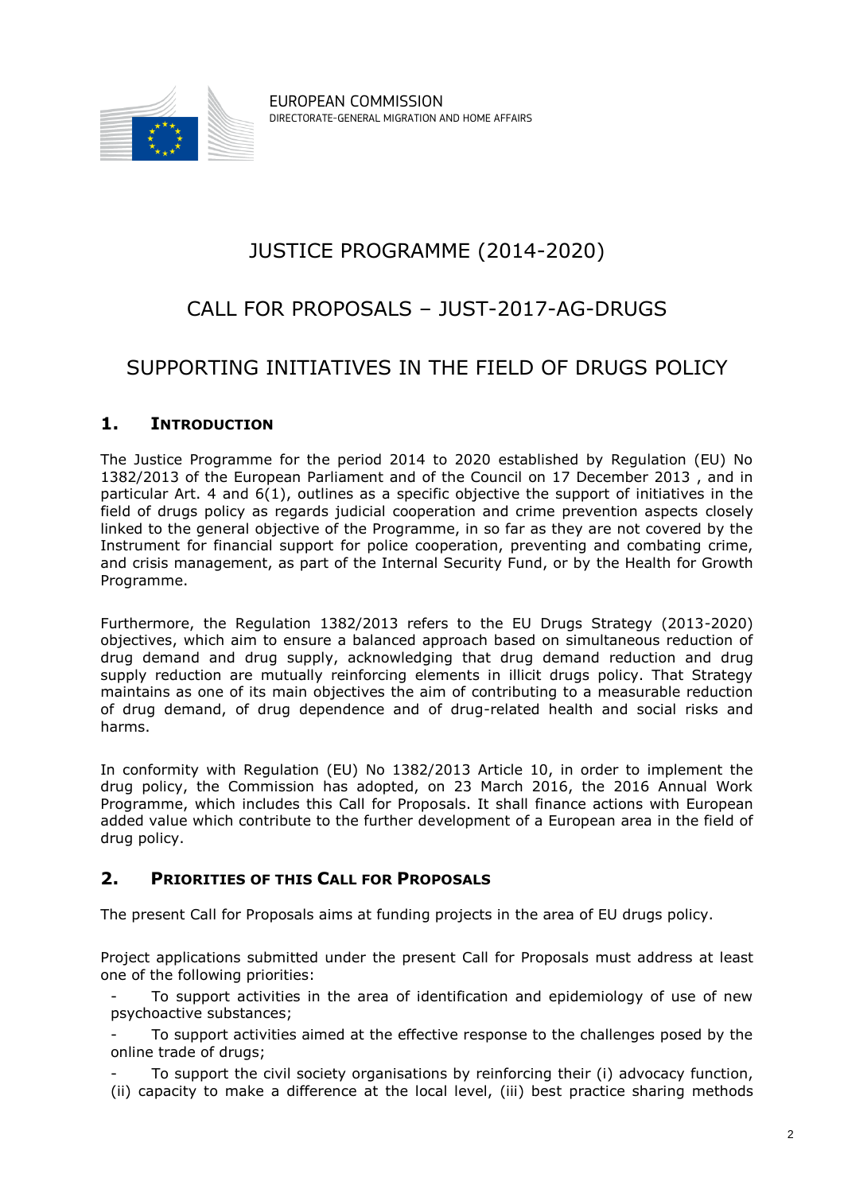EUROPEAN COMMISSION
DIRECTORATE-GENERAL MIGRATION AND HOME AFFAIRS

# JUSTICE PROGRAMME (2014-2020)

# CALL FOR PROPOSALS – JUST-2017-AG-DRUGS

# SUPPORTING INITIATIVES IN THE FIELD OF DRUGS POLICY

## 1. Introduction

The Justice Programme for the period 2014 to 2020 established by Regulation (EU) No 1382/2013 of the European Parliament and of the Council on 17 December 2013 , and in particular Art. 4 and 6(1), outlines as a specific objective the support of initiatives in the field of drugs policy as regards judicial cooperation and crime prevention aspects closely linked to the general objective of the Programme, in so far as they are not covered by the Instrument for financial support for police cooperation, preventing and combating crime, and crisis management, as part of the Internal Security Fund, or by the Health for Growth Programme.

Furthermore, the Regulation 1382/2013 refers to the EU Drugs Strategy (2013-2020) objectives, which aim to ensure a balanced approach based on simultaneous reduction of drug demand and drug supply, acknowledging that drug demand reduction and drug supply reduction are mutually reinforcing elements in illicit drugs policy. That Strategy maintains as one of its main objectives the aim of contributing to a measurable reduction of drug demand, of drug dependence and of drug-related health and social risks and harms.

In conformity with Regulation (EU) No 1382/2013 Article 10, in order to implement the drug policy, the Commission has adopted, on 23 March 2016, the 2016 Annual Work Programme, which includes this Call for Proposals. It shall finance actions with European added value which contribute to the further development of a European area in the field of drug policy.

## 2. Priorities of this Call for Proposals

The present Call for Proposals aims at funding projects in the area of EU drugs policy.

Project applications submitted under the present Call for Proposals must address at least one of the following priorities:

- To support activities in the area of identification and epidemiology of use of new psychoactive substances;
- To support activities aimed at the effective response to the challenges posed by the online trade of drugs;
- To support the civil society organisations by reinforcing their (i) advocacy function, (ii) capacity to make a difference at the local level, (iii) best practice sharing methods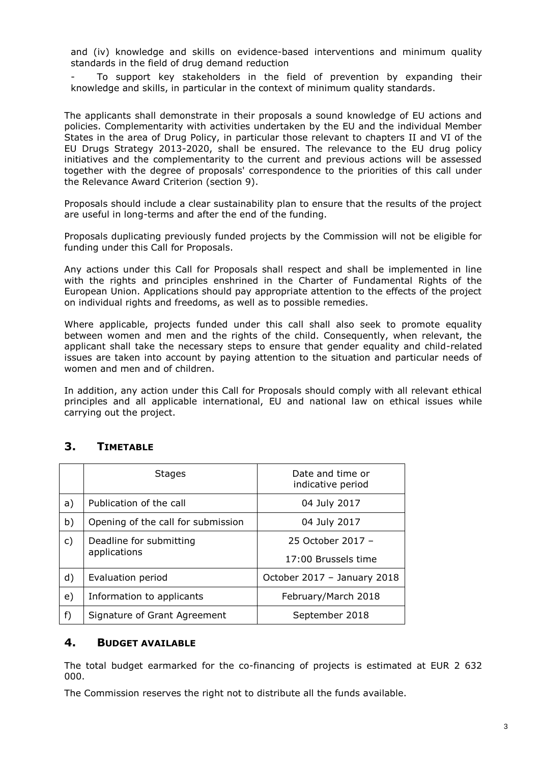and (iv) knowledge and skills on evidence-based interventions and minimum quality standards in the field of drug demand reduction

- To support key stakeholders in the field of prevention by expanding their knowledge and skills, in particular in the context of minimum quality standards.

The applicants shall demonstrate in their proposals a sound knowledge of EU actions and policies. Complementarity with activities undertaken by the EU and the individual Member States in the area of Drug Policy, in particular those relevant to chapters II and VI of the EU Drugs Strategy 2013-2020, shall be ensured. The relevance to the EU drug policy initiatives and the complementarity to the current and previous actions will be assessed together with the degree of proposals' correspondence to the priorities of this call under the Relevance Award Criterion (section 9).

Proposals should include a clear sustainability plan to ensure that the results of the project are useful in long-terms and after the end of the funding.

Proposals duplicating previously funded projects by the Commission will not be eligible for funding under this Call for Proposals.

Any actions under this Call for Proposals shall respect and shall be implemented in line with the rights and principles enshrined in the Charter of Fundamental Rights of the European Union. Applications should pay appropriate attention to the effects of the project on individual rights and freedoms, as well as to possible remedies.

Where applicable, projects funded under this call shall also seek to promote equality between women and men and the rights of the child. Consequently, when relevant, the applicant shall take the necessary steps to ensure that gender equality and child-related issues are taken into account by paying attention to the situation and particular needs of women and men and of children.

In addition, any action under this Call for Proposals should comply with all relevant ethical principles and all applicable international, EU and national law on ethical issues while carrying out the project.

## 3. TIMETABLE

| | Stages | Date and time or indicative period |
|---|---|---|
| a) | Publication of the call | 04 July 2017 |
| b) | Opening of the call for submission | 04 July 2017 |
| c) | Deadline for submitting applications | 25 October 2017 – 17:00 Brussels time |
| d) | Evaluation period | October 2017 – January 2018 |
| e) | Information to applicants | February/March 2018 |
| f) | Signature of Grant Agreement | September 2018 |

## 4. BUDGET AVAILABLE

The total budget earmarked for the co-financing of projects is estimated at EUR 2 632 000.

The Commission reserves the right not to distribute all the funds available.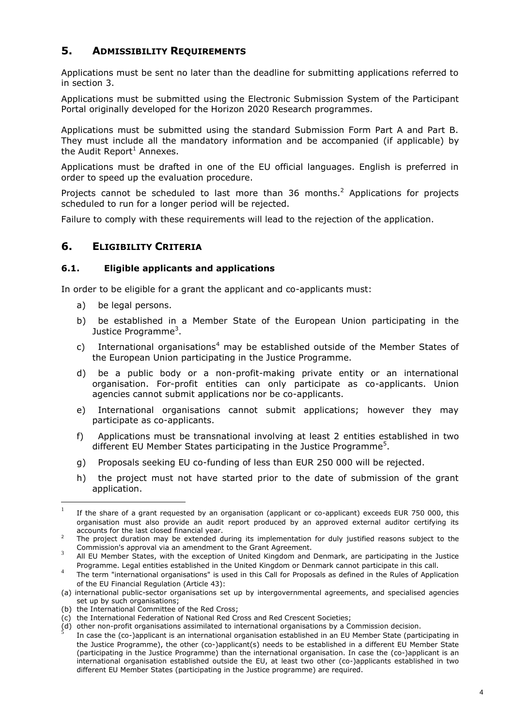## 5. ADMISSIBILITY REQUIREMENTS

Applications must be sent no later than the deadline for submitting applications referred to in section 3.

Applications must be submitted using the Electronic Submission System of the Participant Portal originally developed for the Horizon 2020 Research programmes.

Applications must be submitted using the standard Submission Form Part A and Part B. They must include all the mandatory information and be accompanied (if applicable) by the Audit Report[1] Annexes.

Applications must be drafted in one of the EU official languages. English is preferred in order to speed up the evaluation procedure.

Projects cannot be scheduled to last more than 36 months.[2] Applications for projects scheduled to run for a longer period will be rejected.

Failure to comply with these requirements will lead to the rejection of the application.

## 6. ELIGIBILITY CRITERIA

### 6.1. Eligible applicants and applications

In order to be eligible for a grant the applicant and co-applicants must:

a) be legal persons.

b) be established in a Member State of the European Union participating in the Justice Programme[3].

c) International organisations[4] may be established outside of the Member States of the European Union participating in the Justice Programme.

d) be a public body or a non-profit-making private entity or an international organisation. For-profit entities can only participate as co-applicants. Union agencies cannot submit applications nor be co-applicants.

e) International organisations cannot submit applications; however they may participate as co-applicants.

f) Applications must be transnational involving at least 2 entities established in two different EU Member States participating in the Justice Programme[5].

g) Proposals seeking EU co-funding of less than EUR 250 000 will be rejected.

h) the project must not have started prior to the date of submission of the grant application.

---

[1] If the share of a grant requested by an organisation (applicant or co-applicant) exceeds EUR 750 000, this organisation must also provide an audit report produced by an approved external auditor certifying its accounts for the last closed financial year.

[2] The project duration may be extended during its implementation for duly justified reasons subject to the Commission's approval via an amendment to the Grant Agreement.

[3] All EU Member States, with the exception of United Kingdom and Denmark, are participating in the Justice Programme. Legal entities established in the United Kingdom or Denmark cannot participate in this call.

[4] The term "international organisations" is used in this Call for Proposals as defined in the Rules of Application of the EU Financial Regulation (Article 43):

(a) international public-sector organisations set up by intergovernmental agreements, and specialised agencies set up by such organisations;

(b) the International Committee of the Red Cross;

(c) the International Federation of National Red Cross and Red Crescent Societies;

(d) other non-profit organisations assimilated to international organisations by a Commission decision.

[5] In case the (co-)applicant is an international organisation established in an EU Member State (participating in the Justice Programme), the other (co-)applicant(s) needs to be established in a different EU Member State (participating in the Justice Programme) than the international organisation. In case the (co-)applicant is an international organisation established outside the EU, at least two other (co-)applicants established in two different EU Member States (participating in the Justice programme) are required.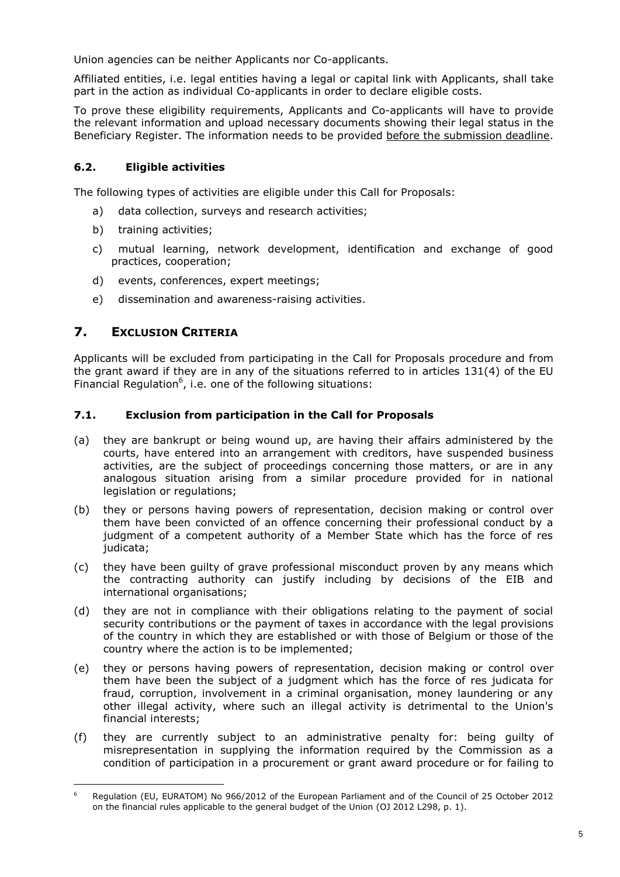Union agencies can be neither Applicants nor Co-applicants.

Affiliated entities, i.e. legal entities having a legal or capital link with Applicants, shall take part in the action as individual Co-applicants in order to declare eligible costs.

To prove these eligibility requirements, Applicants and Co-applicants will have to provide the relevant information and upload necessary documents showing their legal status in the Beneficiary Register. The information needs to be provided before the submission deadline.

### 6.2. Eligible activities

The following types of activities are eligible under this Call for Proposals:

a) data collection, surveys and research activities;

b) training activities;

c) mutual learning, network development, identification and exchange of good practices, cooperation;

d) events, conferences, expert meetings;

e) dissemination and awareness-raising activities.

## 7. EXCLUSION CRITERIA

Applicants will be excluded from participating in the Call for Proposals procedure and from the grant award if they are in any of the situations referred to in articles 131(4) of the EU Financial Regulation[6], i.e. one of the following situations:

### 7.1. Exclusion from participation in the Call for Proposals

(a) they are bankrupt or being wound up, are having their affairs administered by the courts, have entered into an arrangement with creditors, have suspended business activities, are the subject of proceedings concerning those matters, or are in any analogous situation arising from a similar procedure provided for in national legislation or regulations;

(b) they or persons having powers of representation, decision making or control over them have been convicted of an offence concerning their professional conduct by a judgment of a competent authority of a Member State which has the force of res judicata;

(c) they have been guilty of grave professional misconduct proven by any means which the contracting authority can justify including by decisions of the EIB and international organisations;

(d) they are not in compliance with their obligations relating to the payment of social security contributions or the payment of taxes in accordance with the legal provisions of the country in which they are established or with those of Belgium or those of the country where the action is to be implemented;

(e) they or persons having powers of representation, decision making or control over them have been the subject of a judgment which has the force of res judicata for fraud, corruption, involvement in a criminal organisation, money laundering or any other illegal activity, where such an illegal activity is detrimental to the Union's financial interests;

(f) they are currently subject to an administrative penalty for: being guilty of misrepresentation in supplying the information required by the Commission as a condition of participation in a procurement or grant award procedure or for failing to

---

[6] Regulation (EU, EURATOM) No 966/2012 of the European Parliament and of the Council of 25 October 2012 on the financial rules applicable to the general budget of the Union (OJ 2012 L298, p. 1).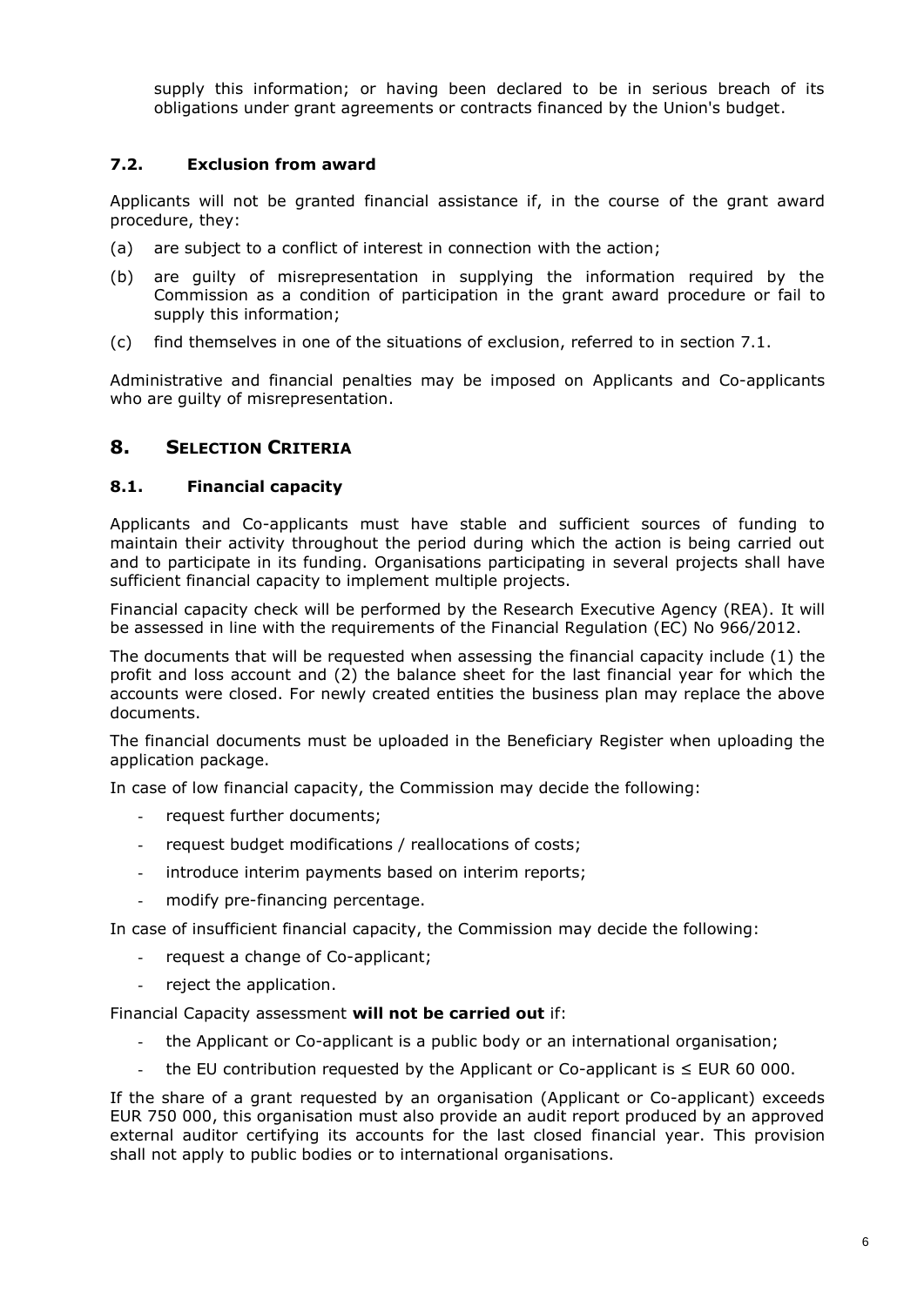supply this information; or having been declared to be in serious breach of its obligations under grant agreements or contracts financed by the Union's budget.

### 7.2. Exclusion from award

Applicants will not be granted financial assistance if, in the course of the grant award procedure, they:

(a) are subject to a conflict of interest in connection with the action;

(b) are guilty of misrepresentation in supplying the information required by the Commission as a condition of participation in the grant award procedure or fail to supply this information;

(c) find themselves in one of the situations of exclusion, referred to in section 7.1.

Administrative and financial penalties may be imposed on Applicants and Co-applicants who are guilty of misrepresentation.

## 8. SELECTION CRITERIA

### 8.1. Financial capacity

Applicants and Co-applicants must have stable and sufficient sources of funding to maintain their activity throughout the period during which the action is being carried out and to participate in its funding. Organisations participating in several projects shall have sufficient financial capacity to implement multiple projects.

Financial capacity check will be performed by the Research Executive Agency (REA). It will be assessed in line with the requirements of the Financial Regulation (EC) No 966/2012.

The documents that will be requested when assessing the financial capacity include (1) the profit and loss account and (2) the balance sheet for the last financial year for which the accounts were closed. For newly created entities the business plan may replace the above documents.

The financial documents must be uploaded in the Beneficiary Register when uploading the application package.

In case of low financial capacity, the Commission may decide the following:

- request further documents;
- request budget modifications / reallocations of costs;
- introduce interim payments based on interim reports;
- modify pre-financing percentage.

In case of insufficient financial capacity, the Commission may decide the following:

- request a change of Co-applicant;
- reject the application.

Financial Capacity assessment **will not be carried out** if:

- the Applicant or Co-applicant is a public body or an international organisation;
- the EU contribution requested by the Applicant or Co-applicant is ≤ EUR 60 000.

If the share of a grant requested by an organisation (Applicant or Co-applicant) exceeds EUR 750 000, this organisation must also provide an audit report produced by an approved external auditor certifying its accounts for the last closed financial year. This provision shall not apply to public bodies or to international organisations.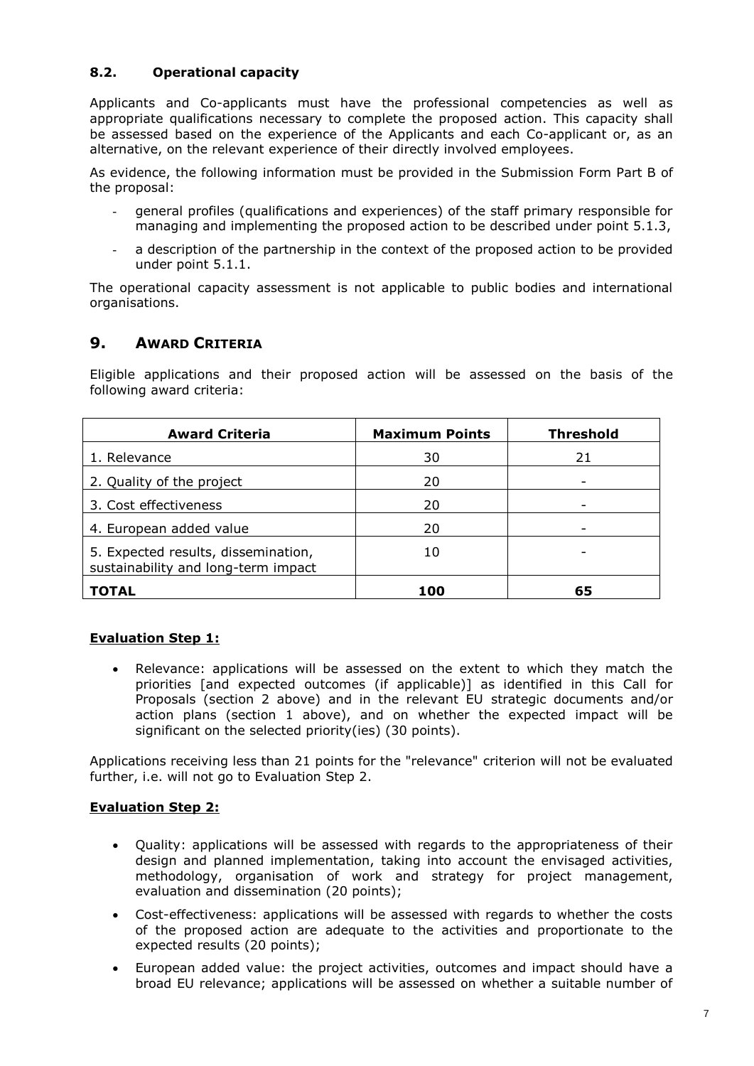### 8.2. Operational capacity

Applicants and Co-applicants must have the professional competencies as well as appropriate qualifications necessary to complete the proposed action. This capacity shall be assessed based on the experience of the Applicants and each Co-applicant or, as an alternative, on the relevant experience of their directly involved employees.

As evidence, the following information must be provided in the Submission Form Part B of the proposal:

- general profiles (qualifications and experiences) of the staff primary responsible for managing and implementing the proposed action to be described under point 5.1.3,
- a description of the partnership in the context of the proposed action to be provided under point 5.1.1.

The operational capacity assessment is not applicable to public bodies and international organisations.

## 9. AWARD CRITERIA

Eligible applications and their proposed action will be assessed on the basis of the following award criteria:

| Award Criteria | Maximum Points | Threshold |
|---|---|---|
| 1. Relevance | 30 | 21 |
| 2. Quality of the project | 20 | - |
| 3. Cost effectiveness | 20 | - |
| 4. European added value | 20 | - |
| 5. Expected results, dissemination, sustainability and long-term impact | 10 | - |
| **TOTAL** | **100** | **65** |

**Evaluation Step 1:**

- Relevance: applications will be assessed on the extent to which they match the priorities [and expected outcomes (if applicable)] as identified in this Call for Proposals (section 2 above) and in the relevant EU strategic documents and/or action plans (section 1 above), and on whether the expected impact will be significant on the selected priority(ies) (30 points).

Applications receiving less than 21 points for the "relevance" criterion will not be evaluated further, i.e. will not go to Evaluation Step 2.

**Evaluation Step 2:**

- Quality: applications will be assessed with regards to the appropriateness of their design and planned implementation, taking into account the envisaged activities, methodology, organisation of work and strategy for project management, evaluation and dissemination (20 points);
- Cost-effectiveness: applications will be assessed with regards to whether the costs of the proposed action are adequate to the activities and proportionate to the expected results (20 points);
- European added value: the project activities, outcomes and impact should have a broad EU relevance; applications will be assessed on whether a suitable number of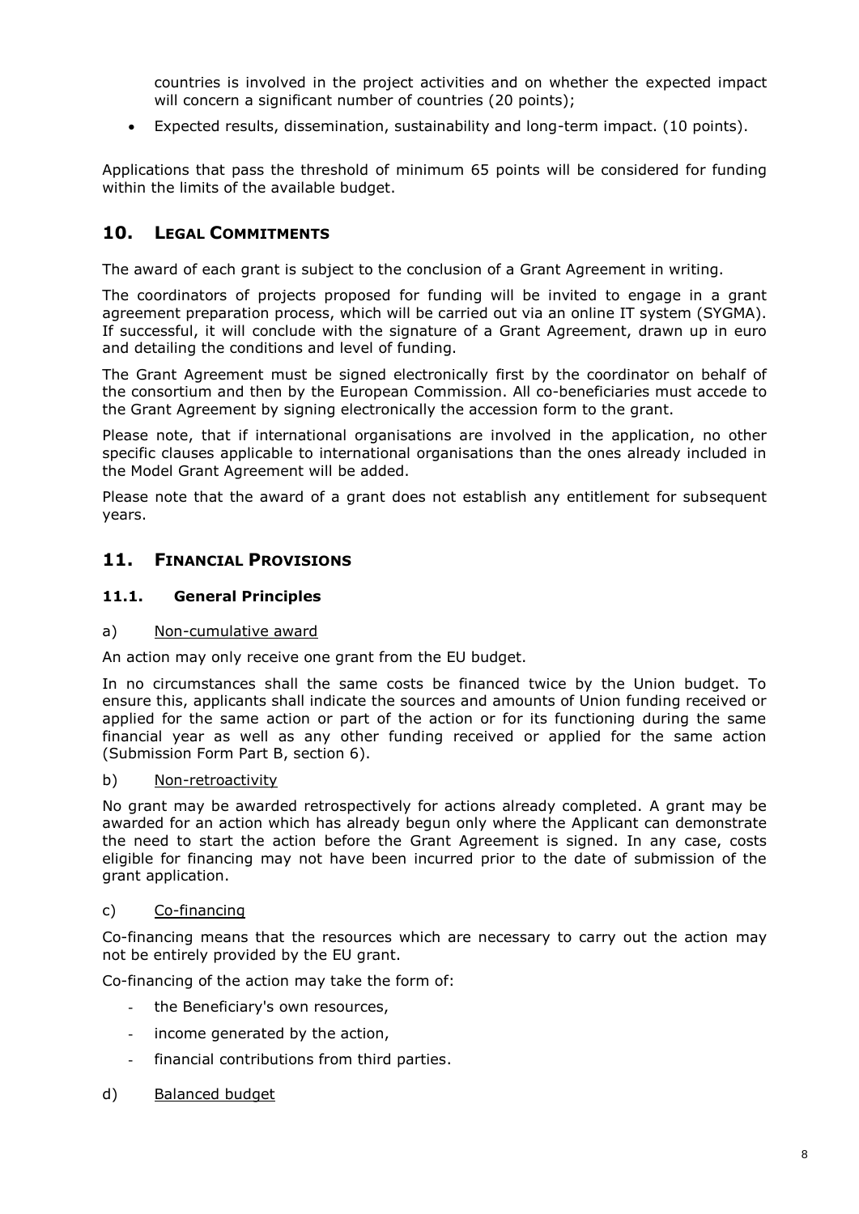countries is involved in the project activities and on whether the expected impact will concern a significant number of countries (20 points);

- Expected results, dissemination, sustainability and long-term impact. (10 points).

Applications that pass the threshold of minimum 65 points will be considered for funding within the limits of the available budget.

## 10. LEGAL COMMITMENTS

The award of each grant is subject to the conclusion of a Grant Agreement in writing.

The coordinators of projects proposed for funding will be invited to engage in a grant agreement preparation process, which will be carried out via an online IT system (SYGMA). If successful, it will conclude with the signature of a Grant Agreement, drawn up in euro and detailing the conditions and level of funding.

The Grant Agreement must be signed electronically first by the coordinator on behalf of the consortium and then by the European Commission. All co-beneficiaries must accede to the Grant Agreement by signing electronically the accession form to the grant.

Please note, that if international organisations are involved in the application, no other specific clauses applicable to international organisations than the ones already included in the Model Grant Agreement will be added.

Please note that the award of a grant does not establish any entitlement for subsequent years.

## 11. FINANCIAL PROVISIONS

### 11.1. General Principles

a) Non-cumulative award

An action may only receive one grant from the EU budget.

In no circumstances shall the same costs be financed twice by the Union budget. To ensure this, applicants shall indicate the sources and amounts of Union funding received or applied for the same action or part of the action or for its functioning during the same financial year as well as any other funding received or applied for the same action (Submission Form Part B, section 6).

b) Non-retroactivity

No grant may be awarded retrospectively for actions already completed. A grant may be awarded for an action which has already begun only where the Applicant can demonstrate the need to start the action before the Grant Agreement is signed. In any case, costs eligible for financing may not have been incurred prior to the date of submission of the grant application.

c) Co-financing

Co-financing means that the resources which are necessary to carry out the action may not be entirely provided by the EU grant.

Co-financing of the action may take the form of:

- the Beneficiary's own resources,
- income generated by the action,
- financial contributions from third parties.

d) Balanced budget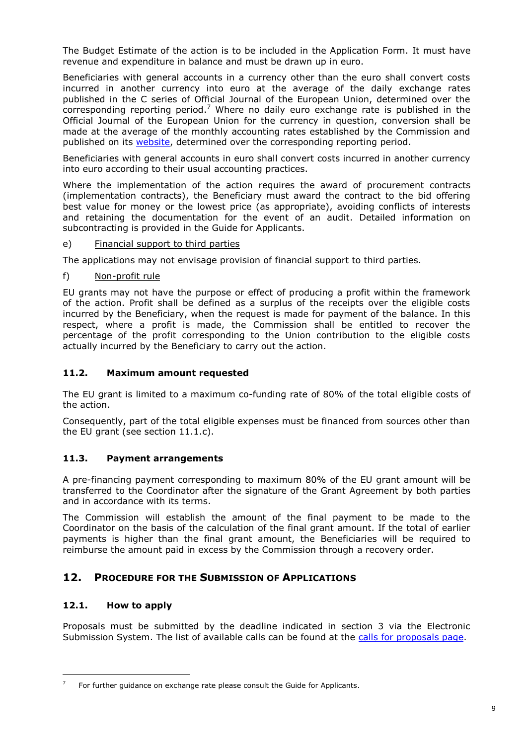The Budget Estimate of the action is to be included in the Application Form. It must have revenue and expenditure in balance and must be drawn up in euro.

Beneficiaries with general accounts in a currency other than the euro shall convert costs incurred in another currency into euro at the average of the daily exchange rates published in the C series of Official Journal of the European Union, determined over the corresponding reporting period.[7] Where no daily euro exchange rate is published in the Official Journal of the European Union for the currency in question, conversion shall be made at the average of the monthly accounting rates established by the Commission and published on its [website](), determined over the corresponding reporting period.

Beneficiaries with general accounts in euro shall convert costs incurred in another currency into euro according to their usual accounting practices.

Where the implementation of the action requires the award of procurement contracts (implementation contracts), the Beneficiary must award the contract to the bid offering best value for money or the lowest price (as appropriate), avoiding conflicts of interests and retaining the documentation for the event of an audit. Detailed information on subcontracting is provided in the Guide for Applicants.

e) Financial support to third parties

The applications may not envisage provision of financial support to third parties.

f) Non-profit rule

EU grants may not have the purpose or effect of producing a profit within the framework of the action. Profit shall be defined as a surplus of the receipts over the eligible costs incurred by the Beneficiary, when the request is made for payment of the balance. In this respect, where a profit is made, the Commission shall be entitled to recover the percentage of the profit corresponding to the Union contribution to the eligible costs actually incurred by the Beneficiary to carry out the action.

### 11.2. Maximum amount requested

The EU grant is limited to a maximum co-funding rate of 80% of the total eligible costs of the action.

Consequently, part of the total eligible expenses must be financed from sources other than the EU grant (see section 11.1.c).

### 11.3. Payment arrangements

A pre-financing payment corresponding to maximum 80% of the EU grant amount will be transferred to the Coordinator after the signature of the Grant Agreement by both parties and in accordance with its terms.

The Commission will establish the amount of the final payment to be made to the Coordinator on the basis of the calculation of the final grant amount. If the total of earlier payments is higher than the final grant amount, the Beneficiaries will be required to reimburse the amount paid in excess by the Commission through a recovery order.

## 12. Procedure for the Submission of Applications

### 12.1. How to apply

Proposals must be submitted by the deadline indicated in section 3 via the Electronic Submission System. The list of available calls can be found at the [calls for proposals page]().

---

[7] For further guidance on exchange rate please consult the Guide for Applicants.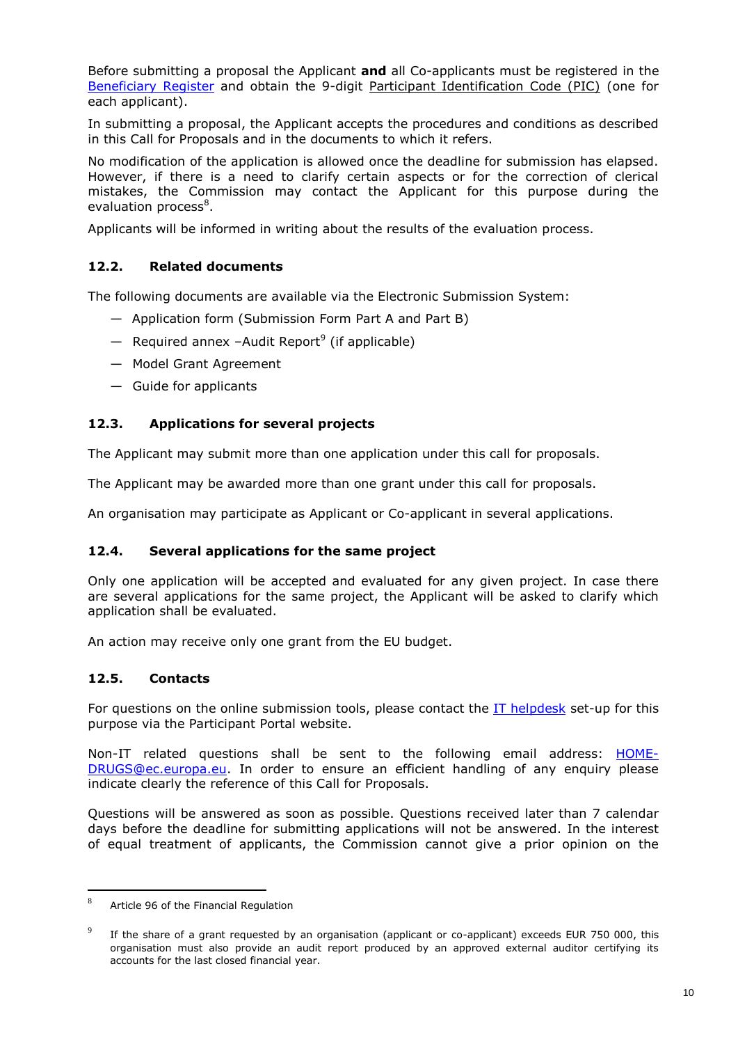Before submitting a proposal the Applicant **and** all Co-applicants must be registered in the [Beneficiary Register](#) and obtain the 9-digit Participant Identification Code (PIC) (one for each applicant).

In submitting a proposal, the Applicant accepts the procedures and conditions as described in this Call for Proposals and in the documents to which it refers.

No modification of the application is allowed once the deadline for submission has elapsed. However, if there is a need to clarify certain aspects or for the correction of clerical mistakes, the Commission may contact the Applicant for this purpose during the evaluation process[8].

Applicants will be informed in writing about the results of the evaluation process.

### 12.2. Related documents

The following documents are available via the Electronic Submission System:

- Application form (Submission Form Part A and Part B)
- Required annex –Audit Report[9] (if applicable)
- Model Grant Agreement
- Guide for applicants

### 12.3. Applications for several projects

The Applicant may submit more than one application under this call for proposals.

The Applicant may be awarded more than one grant under this call for proposals.

An organisation may participate as Applicant or Co-applicant in several applications.

### 12.4. Several applications for the same project

Only one application will be accepted and evaluated for any given project. In case there are several applications for the same project, the Applicant will be asked to clarify which application shall be evaluated.

An action may receive only one grant from the EU budget.

### 12.5. Contacts

For questions on the online submission tools, please contact the IT helpdesk set-up for this purpose via the Participant Portal website.

Non-IT related questions shall be sent to the following email address: HOME-DRUGS@ec.europa.eu. In order to ensure an efficient handling of any enquiry please indicate clearly the reference of this Call for Proposals.

Questions will be answered as soon as possible. Questions received later than 7 calendar days before the deadline for submitting applications will not be answered. In the interest of equal treatment of applicants, the Commission cannot give a prior opinion on the

---

[8] Article 96 of the Financial Regulation

[9] If the share of a grant requested by an organisation (applicant or co-applicant) exceeds EUR 750 000, this organisation must also provide an audit report produced by an approved external auditor certifying its accounts for the last closed financial year.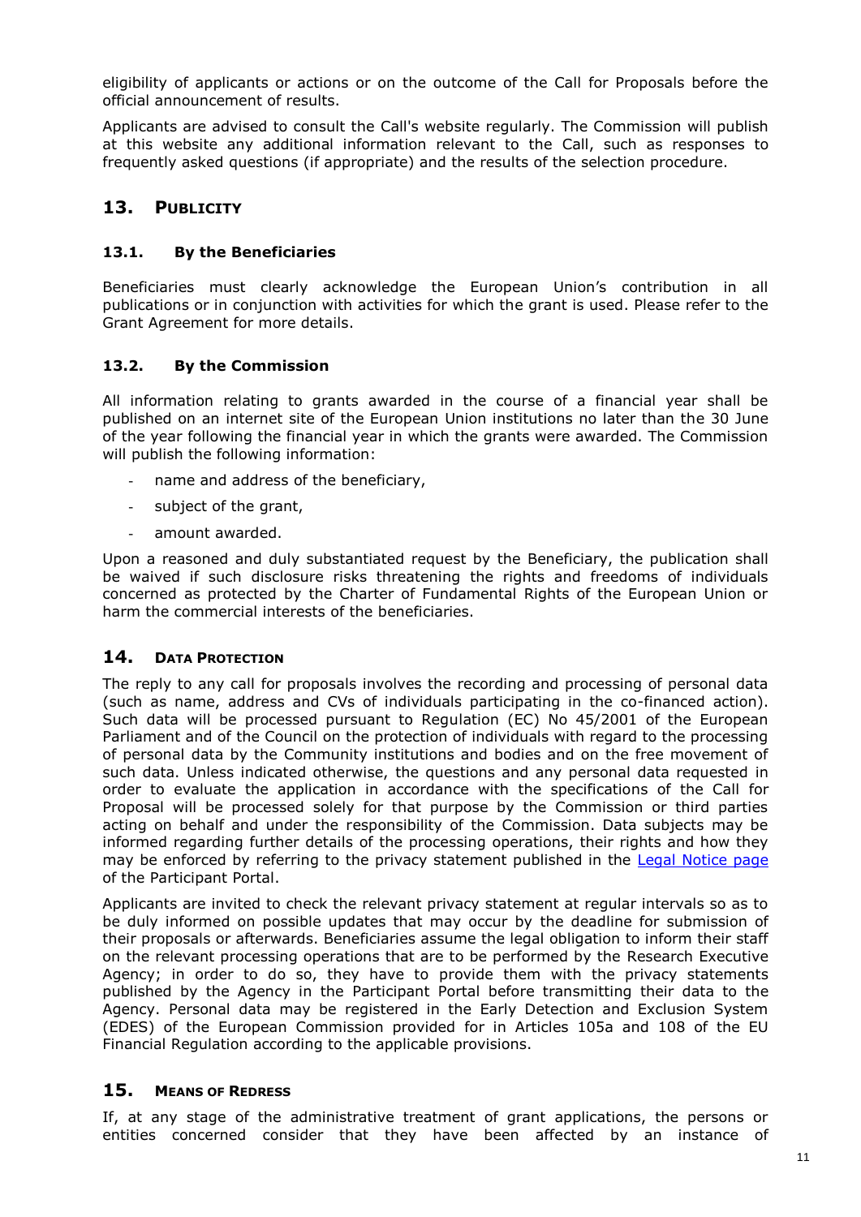eligibility of applicants or actions or on the outcome of the Call for Proposals before the official announcement of results.

Applicants are advised to consult the Call's website regularly. The Commission will publish at this website any additional information relevant to the Call, such as responses to frequently asked questions (if appropriate) and the results of the selection procedure.

## 13. PUBLICITY

### 13.1. By the Beneficiaries

Beneficiaries must clearly acknowledge the European Union's contribution in all publications or in conjunction with activities for which the grant is used. Please refer to the Grant Agreement for more details.

### 13.2. By the Commission

All information relating to grants awarded in the course of a financial year shall be published on an internet site of the European Union institutions no later than the 30 June of the year following the financial year in which the grants were awarded. The Commission will publish the following information:

- name and address of the beneficiary,
- subject of the grant,
- amount awarded.

Upon a reasoned and duly substantiated request by the Beneficiary, the publication shall be waived if such disclosure risks threatening the rights and freedoms of individuals concerned as protected by the Charter of Fundamental Rights of the European Union or harm the commercial interests of the beneficiaries.

## 14. DATA PROTECTION

The reply to any call for proposals involves the recording and processing of personal data (such as name, address and CVs of individuals participating in the co-financed action). Such data will be processed pursuant to Regulation (EC) No 45/2001 of the European Parliament and of the Council on the protection of individuals with regard to the processing of personal data by the Community institutions and bodies and on the free movement of such data. Unless indicated otherwise, the questions and any personal data requested in order to evaluate the application in accordance with the specifications of the Call for Proposal will be processed solely for that purpose by the Commission or third parties acting on behalf and under the responsibility of the Commission. Data subjects may be informed regarding further details of the processing operations, their rights and how they may be enforced by referring to the privacy statement published in the Legal Notice page of the Participant Portal.

Applicants are invited to check the relevant privacy statement at regular intervals so as to be duly informed on possible updates that may occur by the deadline for submission of their proposals or afterwards. Beneficiaries assume the legal obligation to inform their staff on the relevant processing operations that are to be performed by the Research Executive Agency; in order to do so, they have to provide them with the privacy statements published by the Agency in the Participant Portal before transmitting their data to the Agency. Personal data may be registered in the Early Detection and Exclusion System (EDES) of the European Commission provided for in Articles 105a and 108 of the EU Financial Regulation according to the applicable provisions.

## 15. MEANS OF REDRESS

If, at any stage of the administrative treatment of grant applications, the persons or entities concerned consider that they have been affected by an instance of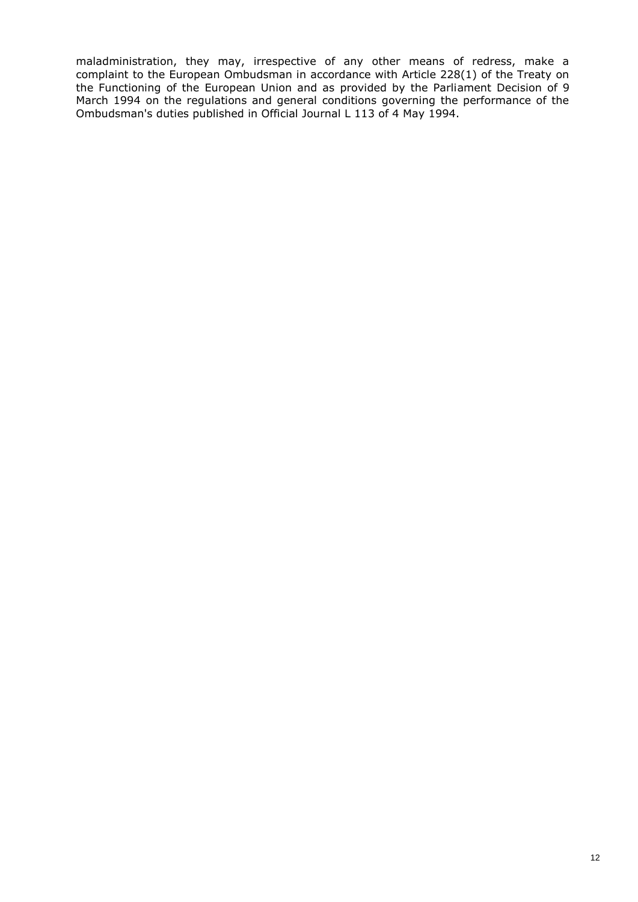maladministration, they may, irrespective of any other means of redress, make a complaint to the European Ombudsman in accordance with Article 228(1) of the Treaty on the Functioning of the European Union and as provided by the Parliament Decision of 9 March 1994 on the regulations and general conditions governing the performance of the Ombudsman's duties published in Official Journal L 113 of 4 May 1994.